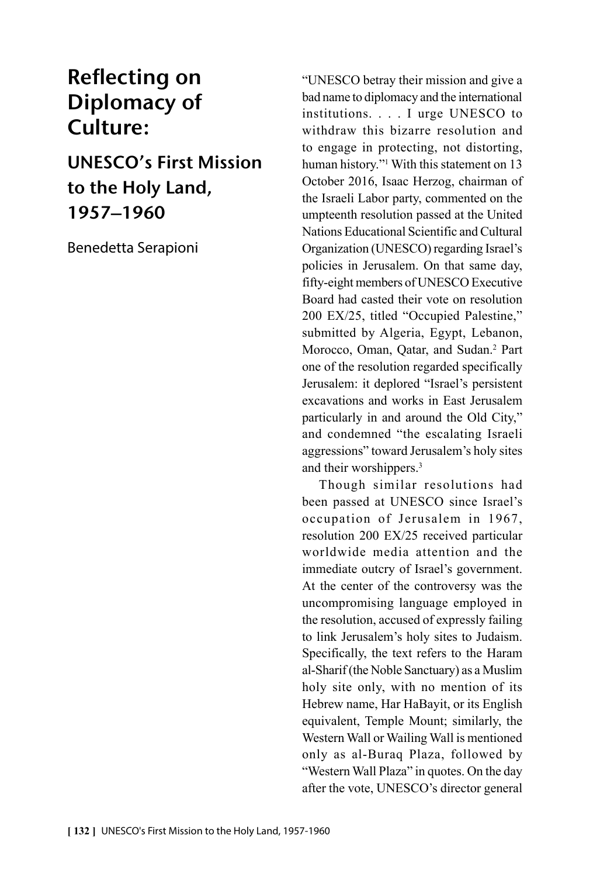# Reflecting on Diplomacy of Culture:

## UNESCO's First Mission to the Holy Land, 1957–1960

Benedetta Serapioni

"UNESCO betray their mission and give a bad name to diplomacy and the international institutions. . . . I urge UNESCO to withdraw this bizarre resolution and to engage in protecting, not distorting, human history."[1] With this statement on 13 October 2016, Isaac Herzog, chairman of the Israeli Labor party, commented on the umpteenth resolution passed at the United Nations Educational Scientific and Cultural Organization (UNESCO) regarding Israel's policies in Jerusalem. On that same day, fifty-eight members of UNESCO Executive Board had casted their vote on resolution 200 EX/25, titled "Occupied Palestine," submitted by Algeria, Egypt, Lebanon, Morocco, Oman, Qatar, and Sudan.[2] Part one of the resolution regarded specifically Jerusalem: it deplored "Israel's persistent excavations and works in East Jerusalem particularly in and around the Old City," and condemned "the escalating Israeli aggressions" toward Jerusalem's holy sites and their worshippers.[3]

Though similar resolutions had been passed at UNESCO since Israel's occupation of Jerusalem in 1967, resolution 200 EX/25 received particular worldwide media attention and the immediate outcry of Israel's government. At the center of the controversy was the uncompromising language employed in the resolution, accused of expressly failing to link Jerusalem's holy sites to Judaism. Specifically, the text refers to the Haram al-Sharif (the Noble Sanctuary) as a Muslim holy site only, with no mention of its Hebrew name, Har HaBayit, or its English equivalent, Temple Mount; similarly, the Western Wall or Wailing Wall is mentioned only as al-Buraq Plaza, followed by "Western Wall Plaza" in quotes. On the day after the vote, UNESCO's director general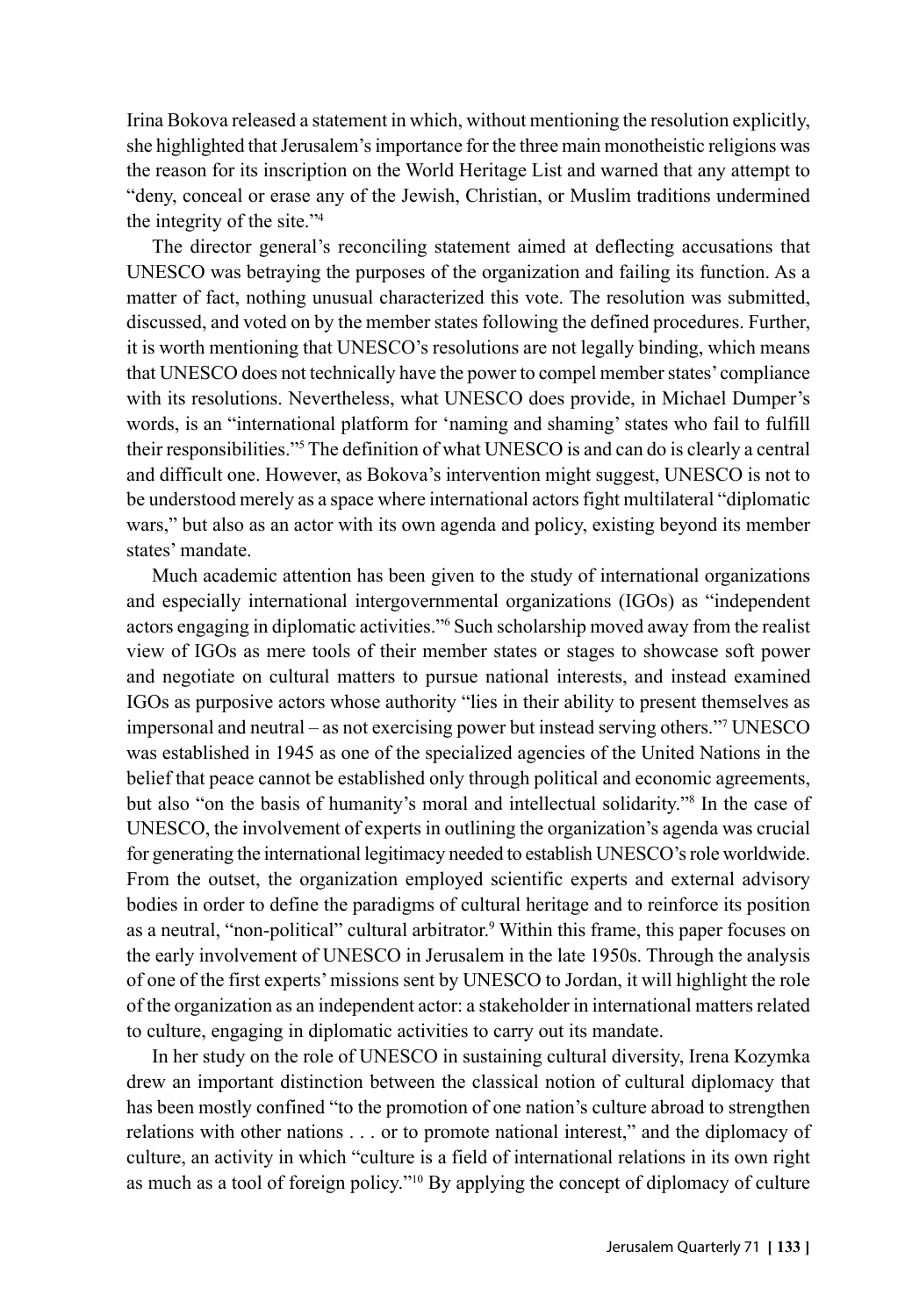Irina Bokova released a statement in which, without mentioning the resolution explicitly, she highlighted that Jerusalem's importance for the three main monotheistic religions was the reason for its inscription on the World Heritage List and warned that any attempt to "deny, conceal or erase any of the Jewish, Christian, or Muslim traditions undermined the integrity of the site."[4]

The director general's reconciling statement aimed at deflecting accusations that UNESCO was betraying the purposes of the organization and failing its function. As a matter of fact, nothing unusual characterized this vote. The resolution was submitted, discussed, and voted on by the member states following the defined procedures. Further, it is worth mentioning that UNESCO's resolutions are not legally binding, which means that UNESCO does not technically have the power to compel member states' compliance with its resolutions. Nevertheless, what UNESCO does provide, in Michael Dumper's words, is an "international platform for 'naming and shaming' states who fail to fulfill their responsibilities."[5] The definition of what UNESCO is and can do is clearly a central and difficult one. However, as Bokova's intervention might suggest, UNESCO is not to be understood merely as a space where international actors fight multilateral "diplomatic wars," but also as an actor with its own agenda and policy, existing beyond its member states' mandate.

Much academic attention has been given to the study of international organizations and especially international intergovernmental organizations (IGOs) as "independent actors engaging in diplomatic activities."[6] Such scholarship moved away from the realist view of IGOs as mere tools of their member states or stages to showcase soft power and negotiate on cultural matters to pursue national interests, and instead examined IGOs as purposive actors whose authority "lies in their ability to present themselves as impersonal and neutral – as not exercising power but instead serving others."[7] UNESCO was established in 1945 as one of the specialized agencies of the United Nations in the belief that peace cannot be established only through political and economic agreements, but also "on the basis of humanity's moral and intellectual solidarity."[8] In the case of UNESCO, the involvement of experts in outlining the organization's agenda was crucial for generating the international legitimacy needed to establish UNESCO's role worldwide. From the outset, the organization employed scientific experts and external advisory bodies in order to define the paradigms of cultural heritage and to reinforce its position as a neutral, "non-political" cultural arbitrator.[9] Within this frame, this paper focuses on the early involvement of UNESCO in Jerusalem in the late 1950s. Through the analysis of one of the first experts' missions sent by UNESCO to Jordan, it will highlight the role of the organization as an independent actor: a stakeholder in international matters related to culture, engaging in diplomatic activities to carry out its mandate.

In her study on the role of UNESCO in sustaining cultural diversity, Irena Kozymka drew an important distinction between the classical notion of cultural diplomacy that has been mostly confined "to the promotion of one nation's culture abroad to strengthen relations with other nations . . . or to promote national interest," and the diplomacy of culture, an activity in which "culture is a field of international relations in its own right as much as a tool of foreign policy."[10] By applying the concept of diplomacy of culture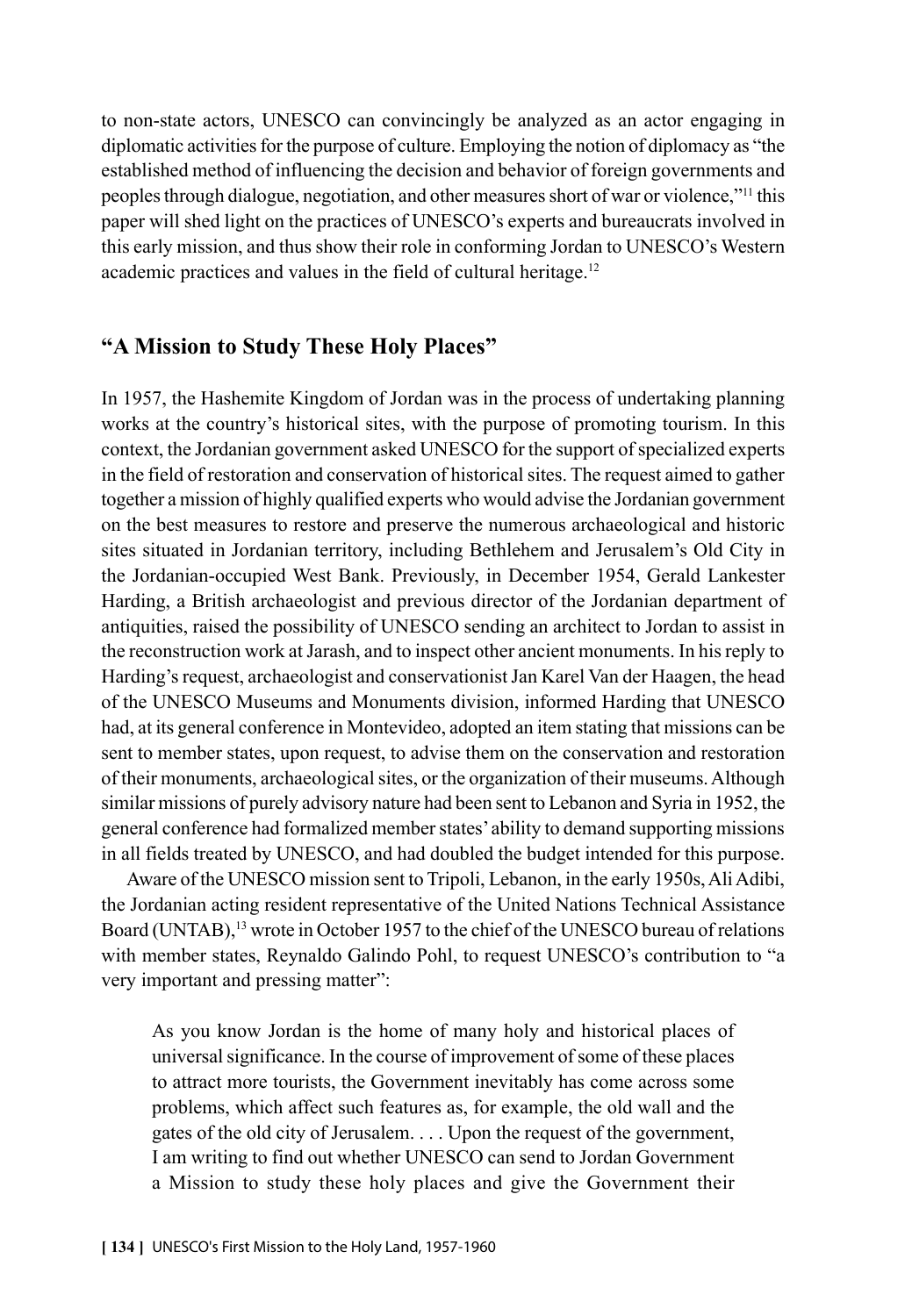to non-state actors, UNESCO can convincingly be analyzed as an actor engaging in diplomatic activities for the purpose of culture. Employing the notion of diplomacy as "the established method of influencing the decision and behavior of foreign governments and peoples through dialogue, negotiation, and other measures short of war or violence,"[11] this paper will shed light on the practices of UNESCO's experts and bureaucrats involved in this early mission, and thus show their role in conforming Jordan to UNESCO's Western academic practices and values in the field of cultural heritage.[12]

## "A Mission to Study These Holy Places"

In 1957, the Hashemite Kingdom of Jordan was in the process of undertaking planning works at the country's historical sites, with the purpose of promoting tourism. In this context, the Jordanian government asked UNESCO for the support of specialized experts in the field of restoration and conservation of historical sites. The request aimed to gather together a mission of highly qualified experts who would advise the Jordanian government on the best measures to restore and preserve the numerous archaeological and historic sites situated in Jordanian territory, including Bethlehem and Jerusalem's Old City in the Jordanian-occupied West Bank. Previously, in December 1954, Gerald Lankester Harding, a British archaeologist and previous director of the Jordanian department of antiquities, raised the possibility of UNESCO sending an architect to Jordan to assist in the reconstruction work at Jarash, and to inspect other ancient monuments. In his reply to Harding's request, archaeologist and conservationist Jan Karel Van der Haagen, the head of the UNESCO Museums and Monuments division, informed Harding that UNESCO had, at its general conference in Montevideo, adopted an item stating that missions can be sent to member states, upon request, to advise them on the conservation and restoration of their monuments, archaeological sites, or the organization of their museums. Although similar missions of purely advisory nature had been sent to Lebanon and Syria in 1952, the general conference had formalized member states' ability to demand supporting missions in all fields treated by UNESCO, and had doubled the budget intended for this purpose.

Aware of the UNESCO mission sent to Tripoli, Lebanon, in the early 1950s, Ali Adibi, the Jordanian acting resident representative of the United Nations Technical Assistance Board (UNTAB),[13] wrote in October 1957 to the chief of the UNESCO bureau of relations with member states, Reynaldo Galindo Pohl, to request UNESCO's contribution to "a very important and pressing matter":

> As you know Jordan is the home of many holy and historical places of universal significance. In the course of improvement of some of these places to attract more tourists, the Government inevitably has come across some problems, which affect such features as, for example, the old wall and the gates of the old city of Jerusalem. . . . Upon the request of the government, I am writing to find out whether UNESCO can send to Jordan Government a Mission to study these holy places and give the Government their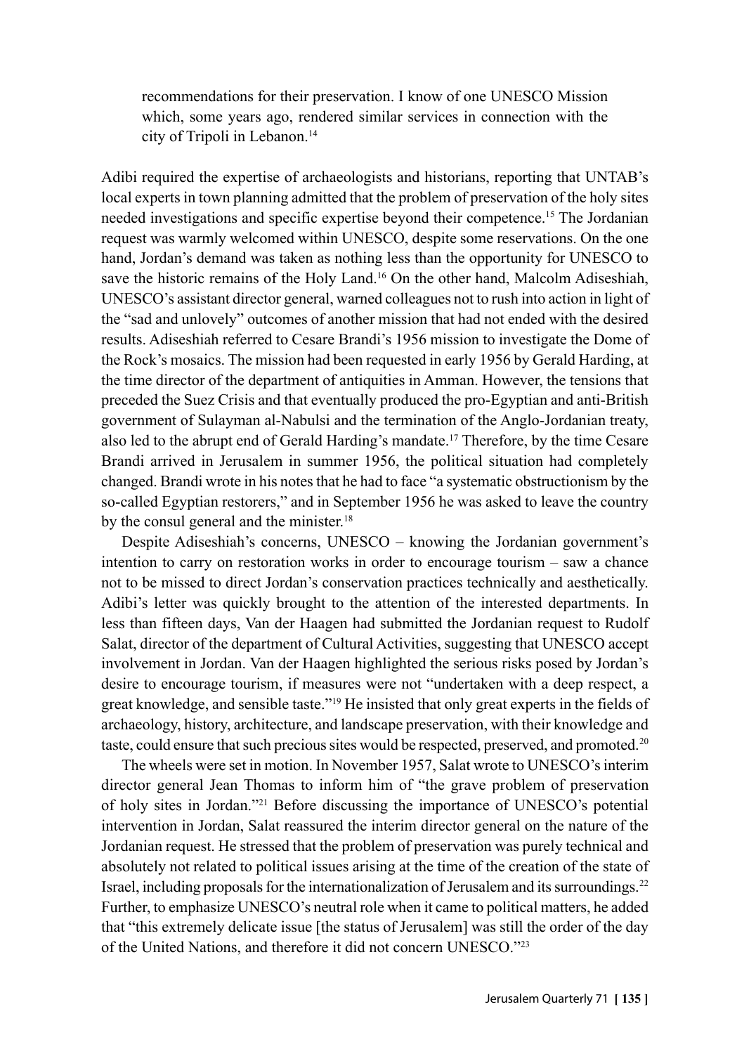> recommendations for their preservation. I know of one UNESCO Mission which, some years ago, rendered similar services in connection with the city of Tripoli in Lebanon.[14]

Adibi required the expertise of archaeologists and historians, reporting that UNTAB's local experts in town planning admitted that the problem of preservation of the holy sites needed investigations and specific expertise beyond their competence.[15] The Jordanian request was warmly welcomed within UNESCO, despite some reservations. On the one hand, Jordan's demand was taken as nothing less than the opportunity for UNESCO to save the historic remains of the Holy Land.[16] On the other hand, Malcolm Adiseshiah, UNESCO's assistant director general, warned colleagues not to rush into action in light of the "sad and unlovely" outcomes of another mission that had not ended with the desired results. Adiseshiah referred to Cesare Brandi's 1956 mission to investigate the Dome of the Rock's mosaics. The mission had been requested in early 1956 by Gerald Harding, at the time director of the department of antiquities in Amman. However, the tensions that preceded the Suez Crisis and that eventually produced the pro-Egyptian and anti-British government of Sulayman al-Nabulsi and the termination of the Anglo-Jordanian treaty, also led to the abrupt end of Gerald Harding's mandate.[17] Therefore, by the time Cesare Brandi arrived in Jerusalem in summer 1956, the political situation had completely changed. Brandi wrote in his notes that he had to face "a systematic obstructionism by the so-called Egyptian restorers," and in September 1956 he was asked to leave the country by the consul general and the minister.[18]

Despite Adiseshiah's concerns, UNESCO – knowing the Jordanian government's intention to carry on restoration works in order to encourage tourism – saw a chance not to be missed to direct Jordan's conservation practices technically and aesthetically. Adibi's letter was quickly brought to the attention of the interested departments. In less than fifteen days, Van der Haagen had submitted the Jordanian request to Rudolf Salat, director of the department of Cultural Activities, suggesting that UNESCO accept involvement in Jordan. Van der Haagen highlighted the serious risks posed by Jordan's desire to encourage tourism, if measures were not "undertaken with a deep respect, a great knowledge, and sensible taste."[19] He insisted that only great experts in the fields of archaeology, history, architecture, and landscape preservation, with their knowledge and taste, could ensure that such precious sites would be respected, preserved, and promoted.[20]

The wheels were set in motion. In November 1957, Salat wrote to UNESCO's interim director general Jean Thomas to inform him of "the grave problem of preservation of holy sites in Jordan."[21] Before discussing the importance of UNESCO's potential intervention in Jordan, Salat reassured the interim director general on the nature of the Jordanian request. He stressed that the problem of preservation was purely technical and absolutely not related to political issues arising at the time of the creation of the state of Israel, including proposals for the internationalization of Jerusalem and its surroundings.[22] Further, to emphasize UNESCO's neutral role when it came to political matters, he added that "this extremely delicate issue [the status of Jerusalem] was still the order of the day of the United Nations, and therefore it did not concern UNESCO."[23]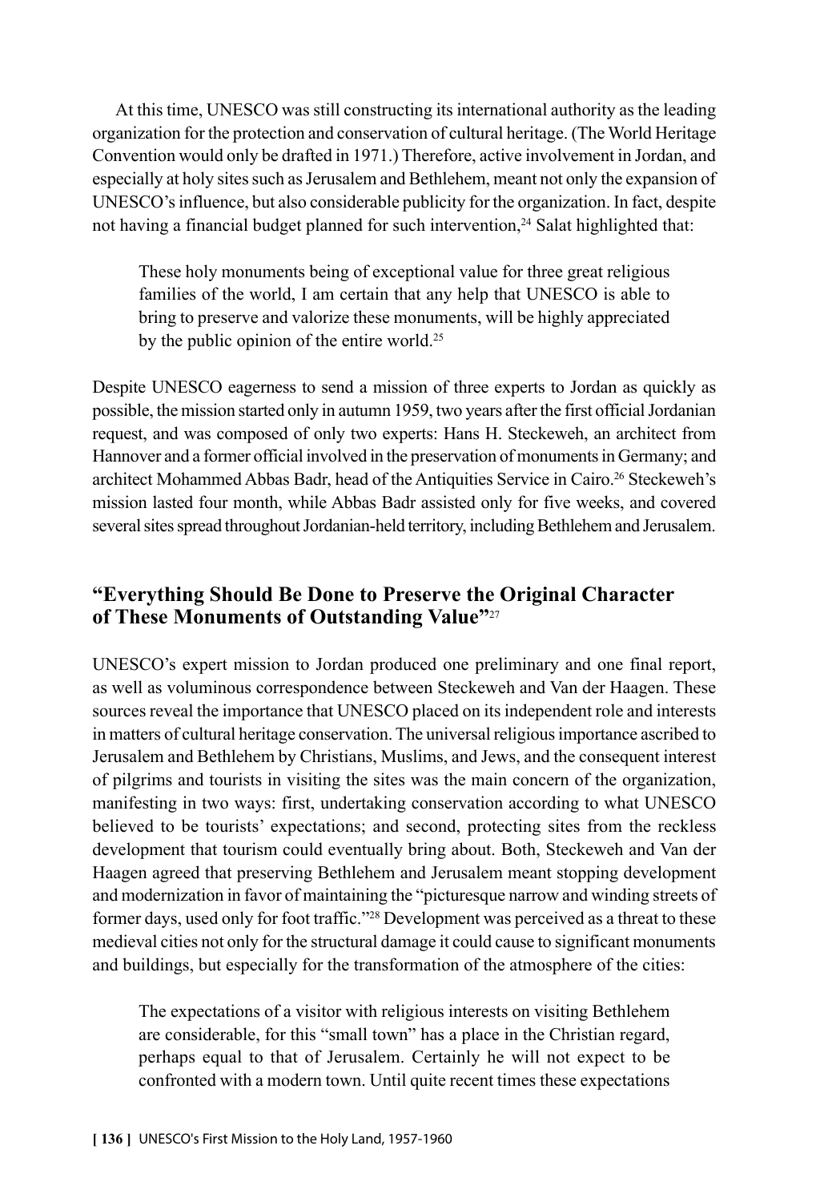At this time, UNESCO was still constructing its international authority as the leading organization for the protection and conservation of cultural heritage. (The World Heritage Convention would only be drafted in 1971.) Therefore, active involvement in Jordan, and especially at holy sites such as Jerusalem and Bethlehem, meant not only the expansion of UNESCO's influence, but also considerable publicity for the organization. In fact, despite not having a financial budget planned for such intervention,[24] Salat highlighted that:

> These holy monuments being of exceptional value for three great religious families of the world, I am certain that any help that UNESCO is able to bring to preserve and valorize these monuments, will be highly appreciated by the public opinion of the entire world.[25]

Despite UNESCO eagerness to send a mission of three experts to Jordan as quickly as possible, the mission started only in autumn 1959, two years after the first official Jordanian request, and was composed of only two experts: Hans H. Steckeweh, an architect from Hannover and a former official involved in the preservation of monuments in Germany; and architect Mohammed Abbas Badr, head of the Antiquities Service in Cairo.[26] Steckeweh's mission lasted four month, while Abbas Badr assisted only for five weeks, and covered several sites spread throughout Jordanian-held territory, including Bethlehem and Jerusalem.

## "Everything Should Be Done to Preserve the Original Character of These Monuments of Outstanding Value"[27]

UNESCO's expert mission to Jordan produced one preliminary and one final report, as well as voluminous correspondence between Steckeweh and Van der Haagen. These sources reveal the importance that UNESCO placed on its independent role and interests in matters of cultural heritage conservation. The universal religious importance ascribed to Jerusalem and Bethlehem by Christians, Muslims, and Jews, and the consequent interest of pilgrims and tourists in visiting the sites was the main concern of the organization, manifesting in two ways: first, undertaking conservation according to what UNESCO believed to be tourists' expectations; and second, protecting sites from the reckless development that tourism could eventually bring about. Both, Steckeweh and Van der Haagen agreed that preserving Bethlehem and Jerusalem meant stopping development and modernization in favor of maintaining the "picturesque narrow and winding streets of former days, used only for foot traffic."[28] Development was perceived as a threat to these medieval cities not only for the structural damage it could cause to significant monuments and buildings, but especially for the transformation of the atmosphere of the cities:

> The expectations of a visitor with religious interests on visiting Bethlehem are considerable, for this "small town" has a place in the Christian regard, perhaps equal to that of Jerusalem. Certainly he will not expect to be confronted with a modern town. Until quite recent times these expectations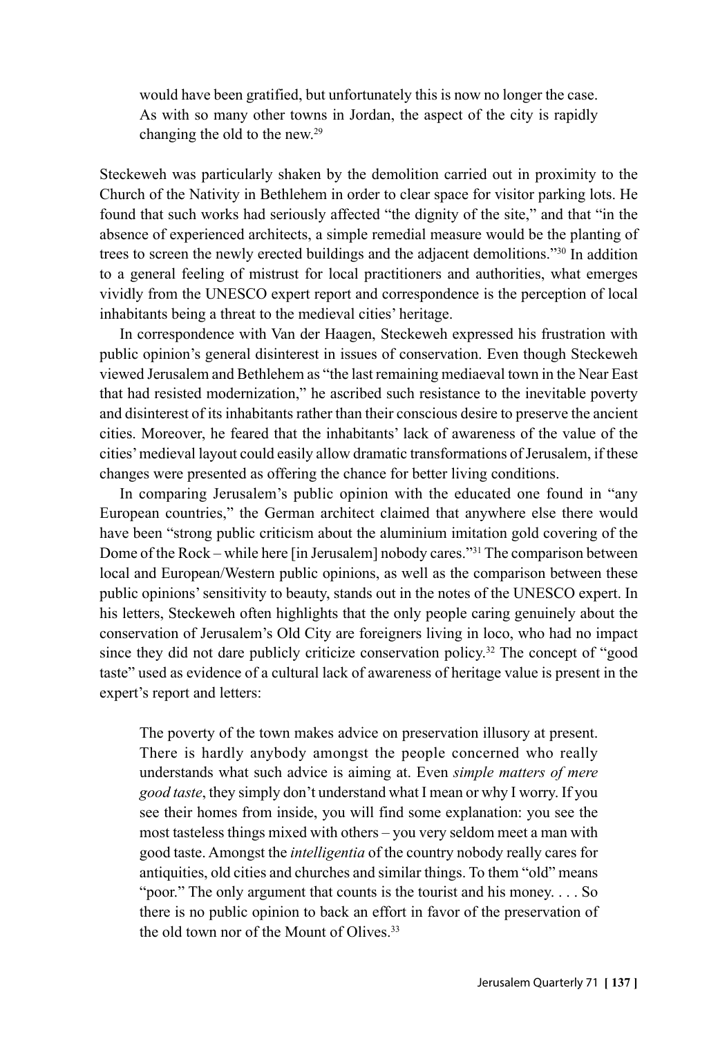> would have been gratified, but unfortunately this is now no longer the case. As with so many other towns in Jordan, the aspect of the city is rapidly changing the old to the new.[29]

Steckeweh was particularly shaken by the demolition carried out in proximity to the Church of the Nativity in Bethlehem in order to clear space for visitor parking lots. He found that such works had seriously affected "the dignity of the site," and that "in the absence of experienced architects, a simple remedial measure would be the planting of trees to screen the newly erected buildings and the adjacent demolitions."[30] In addition to a general feeling of mistrust for local practitioners and authorities, what emerges vividly from the UNESCO expert report and correspondence is the perception of local inhabitants being a threat to the medieval cities' heritage.

In correspondence with Van der Haagen, Steckeweh expressed his frustration with public opinion's general disinterest in issues of conservation. Even though Steckeweh viewed Jerusalem and Bethlehem as "the last remaining mediaeval town in the Near East that had resisted modernization," he ascribed such resistance to the inevitable poverty and disinterest of its inhabitants rather than their conscious desire to preserve the ancient cities. Moreover, he feared that the inhabitants' lack of awareness of the value of the cities' medieval layout could easily allow dramatic transformations of Jerusalem, if these changes were presented as offering the chance for better living conditions.

In comparing Jerusalem's public opinion with the educated one found in "any European countries," the German architect claimed that anywhere else there would have been "strong public criticism about the aluminium imitation gold covering of the Dome of the Rock – while here [in Jerusalem] nobody cares."[31] The comparison between local and European/Western public opinions, as well as the comparison between these public opinions' sensitivity to beauty, stands out in the notes of the UNESCO expert. In his letters, Steckeweh often highlights that the only people caring genuinely about the conservation of Jerusalem's Old City are foreigners living in loco, who had no impact since they did not dare publicly criticize conservation policy.[32] The concept of "good taste" used as evidence of a cultural lack of awareness of heritage value is present in the expert's report and letters:

> The poverty of the town makes advice on preservation illusory at present. There is hardly anybody amongst the people concerned who really understands what such advice is aiming at. Even *simple matters of mere good taste*, they simply don't understand what I mean or why I worry. If you see their homes from inside, you will find some explanation: you see the most tasteless things mixed with others – you very seldom meet a man with good taste. Amongst the *intelligentia* of the country nobody really cares for antiquities, old cities and churches and similar things. To them "old" means "poor." The only argument that counts is the tourist and his money. . . . So there is no public opinion to back an effort in favor of the preservation of the old town nor of the Mount of Olives.[33]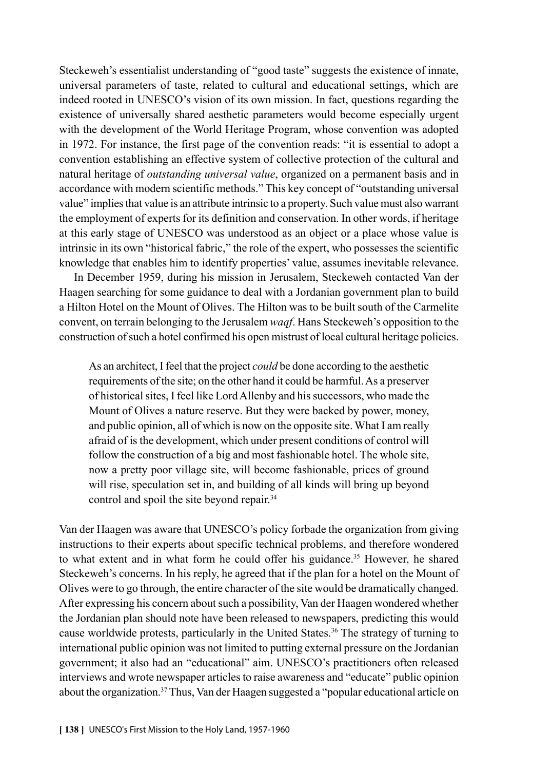Steckeweh's essentialist understanding of "good taste" suggests the existence of innate, universal parameters of taste, related to cultural and educational settings, which are indeed rooted in UNESCO's vision of its own mission. In fact, questions regarding the existence of universally shared aesthetic parameters would become especially urgent with the development of the World Heritage Program, whose convention was adopted in 1972. For instance, the first page of the convention reads: "it is essential to adopt a convention establishing an effective system of collective protection of the cultural and natural heritage of *outstanding universal value*, organized on a permanent basis and in accordance with modern scientific methods." This key concept of "outstanding universal value" implies that value is an attribute intrinsic to a property. Such value must also warrant the employment of experts for its definition and conservation. In other words, if heritage at this early stage of UNESCO was understood as an object or a place whose value is intrinsic in its own "historical fabric," the role of the expert, who possesses the scientific knowledge that enables him to identify properties' value, assumes inevitable relevance.

In December 1959, during his mission in Jerusalem, Steckeweh contacted Van der Haagen searching for some guidance to deal with a Jordanian government plan to build a Hilton Hotel on the Mount of Olives. The Hilton was to be built south of the Carmelite convent, on terrain belonging to the Jerusalem *waqf*. Hans Steckeweh's opposition to the construction of such a hotel confirmed his open mistrust of local cultural heritage policies.

> As an architect, I feel that the project *could* be done according to the aesthetic requirements of the site; on the other hand it could be harmful. As a preserver of historical sites, I feel like Lord Allenby and his successors, who made the Mount of Olives a nature reserve. But they were backed by power, money, and public opinion, all of which is now on the opposite site. What I am really afraid of is the development, which under present conditions of control will follow the construction of a big and most fashionable hotel. The whole site, now a pretty poor village site, will become fashionable, prices of ground will rise, speculation set in, and building of all kinds will bring up beyond control and spoil the site beyond repair.[34]

Van der Haagen was aware that UNESCO's policy forbade the organization from giving instructions to their experts about specific technical problems, and therefore wondered to what extent and in what form he could offer his guidance.[35] However, he shared Steckeweh's concerns. In his reply, he agreed that if the plan for a hotel on the Mount of Olives were to go through, the entire character of the site would be dramatically changed. After expressing his concern about such a possibility, Van der Haagen wondered whether the Jordanian plan should note have been released to newspapers, predicting this would cause worldwide protests, particularly in the United States.[36] The strategy of turning to international public opinion was not limited to putting external pressure on the Jordanian government; it also had an "educational" aim. UNESCO's practitioners often released interviews and wrote newspaper articles to raise awareness and "educate" public opinion about the organization.[37] Thus, Van der Haagen suggested a "popular educational article on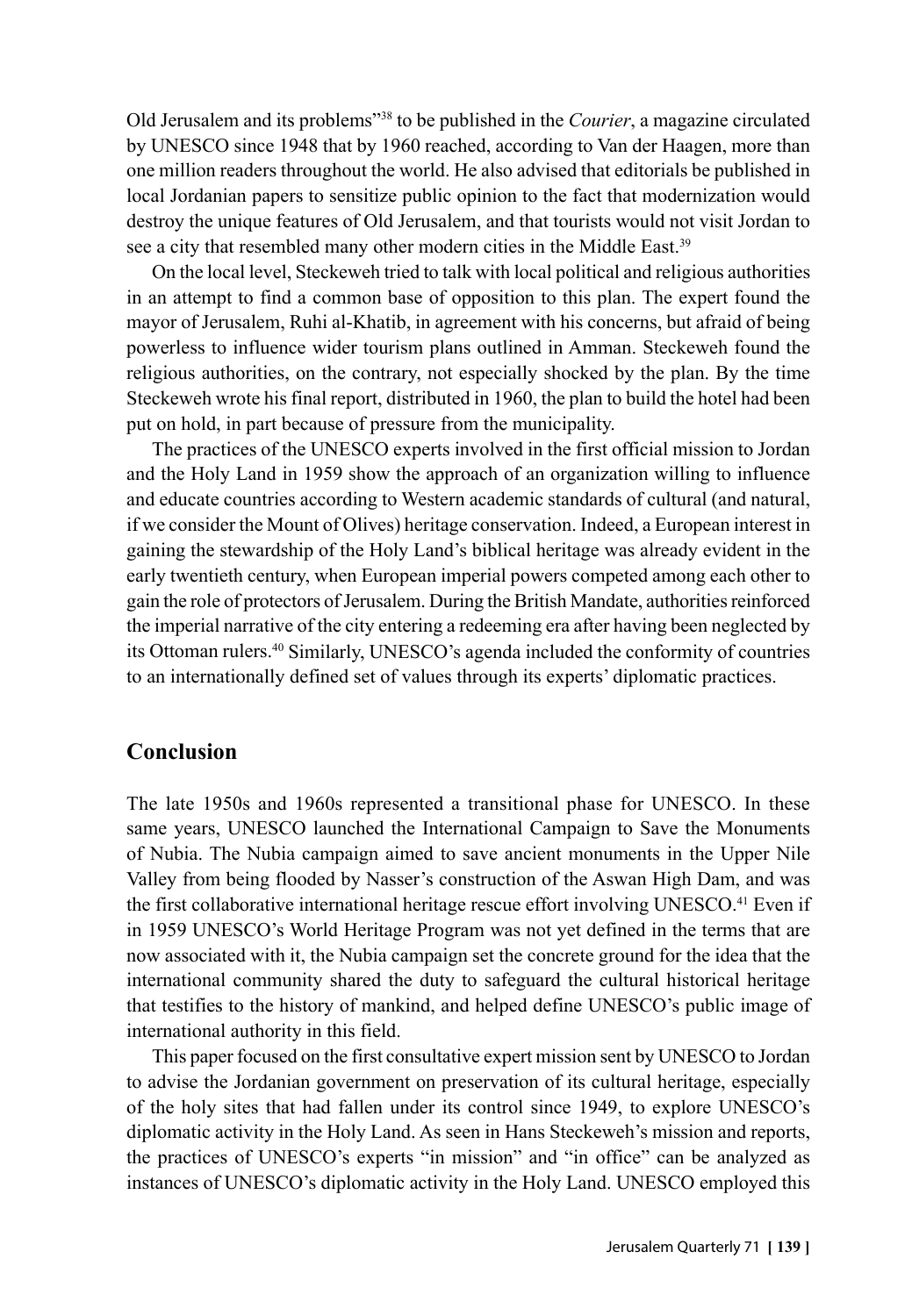Old Jerusalem and its problems"[38] to be published in the *Courier*, a magazine circulated by UNESCO since 1948 that by 1960 reached, according to Van der Haagen, more than one million readers throughout the world. He also advised that editorials be published in local Jordanian papers to sensitize public opinion to the fact that modernization would destroy the unique features of Old Jerusalem, and that tourists would not visit Jordan to see a city that resembled many other modern cities in the Middle East.[39]

On the local level, Steckeweh tried to talk with local political and religious authorities in an attempt to find a common base of opposition to this plan. The expert found the mayor of Jerusalem, Ruhi al-Khatib, in agreement with his concerns, but afraid of being powerless to influence wider tourism plans outlined in Amman. Steckeweh found the religious authorities, on the contrary, not especially shocked by the plan. By the time Steckeweh wrote his final report, distributed in 1960, the plan to build the hotel had been put on hold, in part because of pressure from the municipality.

The practices of the UNESCO experts involved in the first official mission to Jordan and the Holy Land in 1959 show the approach of an organization willing to influence and educate countries according to Western academic standards of cultural (and natural, if we consider the Mount of Olives) heritage conservation. Indeed, a European interest in gaining the stewardship of the Holy Land's biblical heritage was already evident in the early twentieth century, when European imperial powers competed among each other to gain the role of protectors of Jerusalem. During the British Mandate, authorities reinforced the imperial narrative of the city entering a redeeming era after having been neglected by its Ottoman rulers.[40] Similarly, UNESCO's agenda included the conformity of countries to an internationally defined set of values through its experts' diplomatic practices.

## Conclusion

The late 1950s and 1960s represented a transitional phase for UNESCO. In these same years, UNESCO launched the International Campaign to Save the Monuments of Nubia. The Nubia campaign aimed to save ancient monuments in the Upper Nile Valley from being flooded by Nasser's construction of the Aswan High Dam, and was the first collaborative international heritage rescue effort involving UNESCO.[41] Even if in 1959 UNESCO's World Heritage Program was not yet defined in the terms that are now associated with it, the Nubia campaign set the concrete ground for the idea that the international community shared the duty to safeguard the cultural historical heritage that testifies to the history of mankind, and helped define UNESCO's public image of international authority in this field.

This paper focused on the first consultative expert mission sent by UNESCO to Jordan to advise the Jordanian government on preservation of its cultural heritage, especially of the holy sites that had fallen under its control since 1949, to explore UNESCO's diplomatic activity in the Holy Land. As seen in Hans Steckeweh's mission and reports, the practices of UNESCO's experts "in mission" and "in office" can be analyzed as instances of UNESCO's diplomatic activity in the Holy Land. UNESCO employed this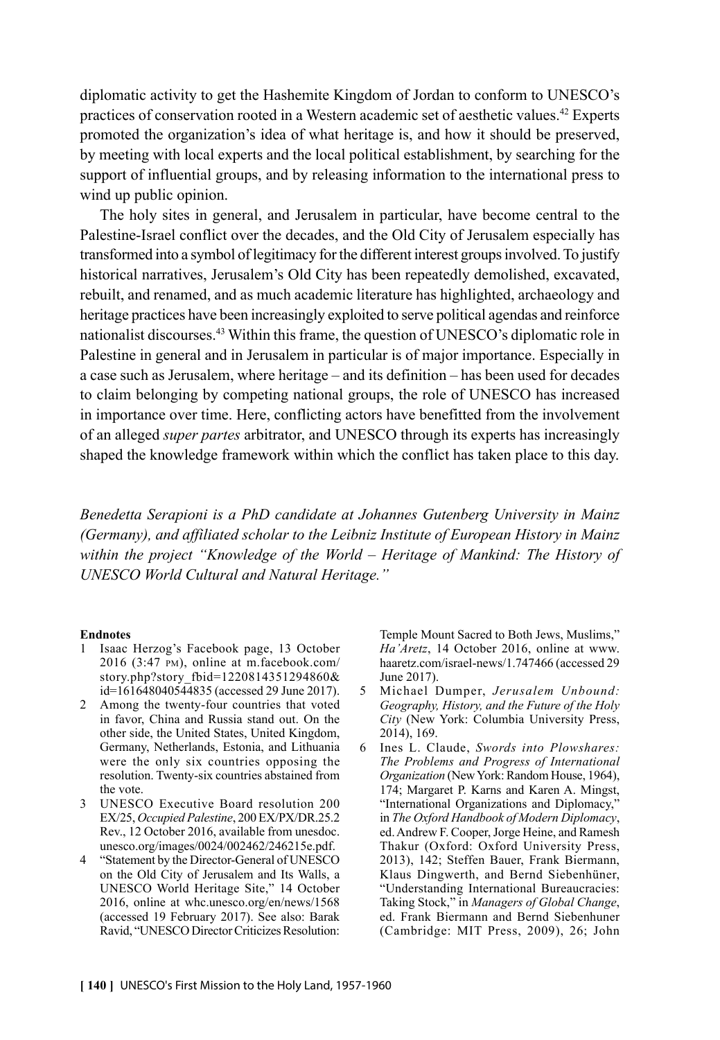diplomatic activity to get the Hashemite Kingdom of Jordan to conform to UNESCO's practices of conservation rooted in a Western academic set of aesthetic values.[42] Experts promoted the organization's idea of what heritage is, and how it should be preserved, by meeting with local experts and the local political establishment, by searching for the support of influential groups, and by releasing information to the international press to wind up public opinion.

The holy sites in general, and Jerusalem in particular, have become central to the Palestine-Israel conflict over the decades, and the Old City of Jerusalem especially has transformed into a symbol of legitimacy for the different interest groups involved. To justify historical narratives, Jerusalem's Old City has been repeatedly demolished, excavated, rebuilt, and renamed, and as much academic literature has highlighted, archaeology and heritage practices have been increasingly exploited to serve political agendas and reinforce nationalist discourses.[43] Within this frame, the question of UNESCO's diplomatic role in Palestine in general and in Jerusalem in particular is of major importance. Especially in a case such as Jerusalem, where heritage – and its definition – has been used for decades to claim belonging by competing national groups, the role of UNESCO has increased in importance over time. Here, conflicting actors have benefitted from the involvement of an alleged *super partes* arbitrator, and UNESCO through its experts has increasingly shaped the knowledge framework within which the conflict has taken place to this day.

*Benedetta Serapioni is a PhD candidate at Johannes Gutenberg University in Mainz (Germany), and affiliated scholar to the Leibniz Institute of European History in Mainz within the project "Knowledge of the World – Heritage of Mankind: The History of UNESCO World Cultural and Natural Heritage."*

**Endnotes**

1. Isaac Herzog's Facebook page, 13 October 2016 (3:47 PM), online at m.facebook.com/story.php?story_fbid=1220814351294860&id=161648040544835 (accessed 29 June 2017).
2. Among the twenty-four countries that voted in favor, China and Russia stand out. On the other side, the United States, United Kingdom, Germany, Netherlands, Estonia, and Lithuania were the only six countries opposing the resolution. Twenty-six countries abstained from the vote.
3. UNESCO Executive Board resolution 200 EX/25, *Occupied Palestine*, 200 EX/PX/DR.25.2 Rev., 12 October 2016, available from unesdoc.unesco.org/images/0024/002462/246215e.pdf.
4. "Statement by the Director-General of UNESCO on the Old City of Jerusalem and Its Walls, a UNESCO World Heritage Site," 14 October 2016, online at whc.unesco.org/en/news/1568 (accessed 19 February 2017). See also: Barak Ravid, "UNESCO Director Criticizes Resolution: Temple Mount Sacred to Both Jews, Muslims," *Ha'Aretz*, 14 October 2016, online at www.haaretz.com/israel-news/1.747466 (accessed 29 June 2017).
5. Michael Dumper, *Jerusalem Unbound: Geography, History, and the Future of the Holy City* (New York: Columbia University Press, 2014), 169.
6. Ines L. Claude, *Swords into Plowshares: The Problems and Progress of International Organization* (New York: Random House, 1964), 174; Margaret P. Karns and Karen A. Mingst, "International Organizations and Diplomacy," in *The Oxford Handbook of Modern Diplomacy*, ed. Andrew F. Cooper, Jorge Heine, and Ramesh Thakur (Oxford: Oxford University Press, 2013), 142; Steffen Bauer, Frank Biermann, Klaus Dingwerth, and Bernd Siebenhüner, "Understanding International Bureaucracies: Taking Stock," in *Managers of Global Change*, ed. Frank Biermann and Bernd Siebenhuner (Cambridge: MIT Press, 2009), 26; John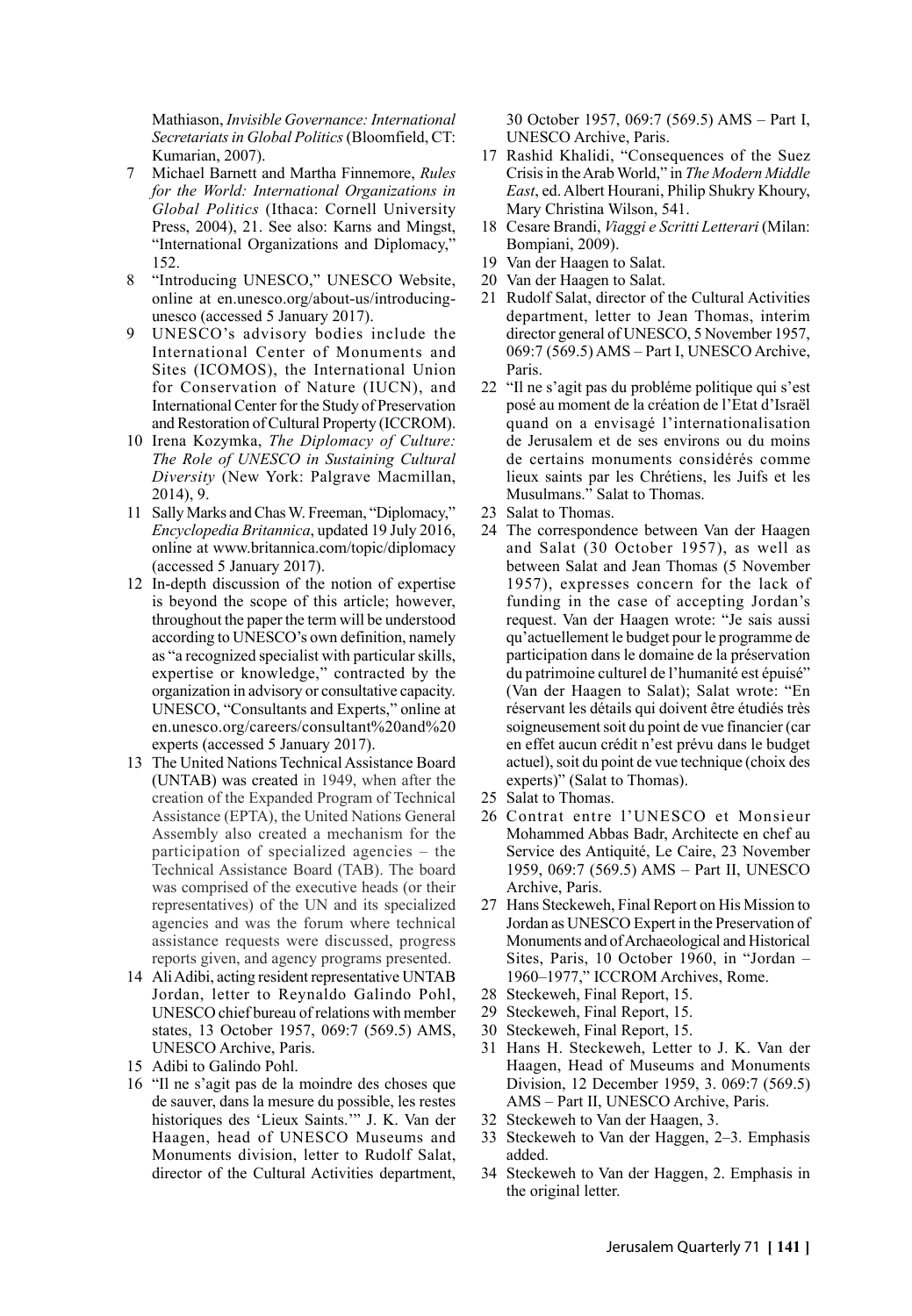Mathiason, *Invisible Governance: International Secretariats in Global Politics* (Bloomfield, CT: Kumarian, 2007).

7 Michael Barnett and Martha Finnemore, *Rules for the World: International Organizations in Global Politics* (Ithaca: Cornell University Press, 2004), 21. See also: Karns and Mingst, "International Organizations and Diplomacy," 152.

8 "Introducing UNESCO," UNESCO Website, online at en.unesco.org/about-us/introducing-unesco (accessed 5 January 2017).

9 UNESCO's advisory bodies include the International Center of Monuments and Sites (ICOMOS), the International Union for Conservation of Nature (IUCN), and International Center for the Study of Preservation and Restoration of Cultural Property (ICCROM).

10 Irena Kozymka, *The Diplomacy of Culture: The Role of UNESCO in Sustaining Cultural Diversity* (New York: Palgrave Macmillan, 2014), 9.

11 Sally Marks and Chas W. Freeman, "Diplomacy," *Encyclopedia Britannica*, updated 19 July 2016, online at www.britannica.com/topic/diplomacy (accessed 5 January 2017).

12 In-depth discussion of the notion of expertise is beyond the scope of this article; however, throughout the paper the term will be understood according to UNESCO's own definition, namely as "a recognized specialist with particular skills, expertise or knowledge," contracted by the organization in advisory or consultative capacity. UNESCO, "Consultants and Experts," online at en.unesco.org/careers/consultant%20and%20experts (accessed 5 January 2017).

13 The United Nations Technical Assistance Board (UNTAB) was created in 1949, when after the creation of the Expanded Program of Technical Assistance (EPTA), the United Nations General Assembly also created a mechanism for the participation of specialized agencies – the Technical Assistance Board (TAB). The board was comprised of the executive heads (or their representatives) of the UN and its specialized agencies and was the forum where technical assistance requests were discussed, progress reports given, and agency programs presented.

14 Ali Adibi, acting resident representative UNTAB Jordan, letter to Reynaldo Galindo Pohl, UNESCO chief bureau of relations with member states, 13 October 1957, 069:7 (569.5) AMS, UNESCO Archive, Paris.

15 Adibi to Galindo Pohl.

16 "Il ne s'agit pas de la moindre des choses que de sauver, dans la mesure du possible, les restes historiques des 'Lieux Saints.'" J. K. Van der Haagen, head of UNESCO Museums and Monuments division, letter to Rudolf Salat, director of the Cultural Activities department, 30 October 1957, 069:7 (569.5) AMS – Part I, UNESCO Archive, Paris.

17 Rashid Khalidi, "Consequences of the Suez Crisis in the Arab World," in *The Modern Middle East*, ed. Albert Hourani, Philip Shukry Khoury, Mary Christina Wilson, 541.

18 Cesare Brandi, *Viaggi e Scritti Letterari* (Milan: Bompiani, 2009).

19 Van der Haagen to Salat.

20 Van der Haagen to Salat.

21 Rudolf Salat, director of the Cultural Activities department, letter to Jean Thomas, interim director general of UNESCO, 5 November 1957, 069:7 (569.5) AMS – Part I, UNESCO Archive, Paris.

22 "Il ne s'agit pas du probléme politique qui s'est posé au moment de la création de l'Etat d'Israël quand on a envisagé l'internationalisation de Jerusalem et de ses environs ou du moins de certains monuments considérés comme lieux saints par les Chrétiens, les Juifs et les Musulmans." Salat to Thomas.

23 Salat to Thomas.

24 The correspondence between Van der Haagen and Salat (30 October 1957), as well as between Salat and Jean Thomas (5 November 1957), expresses concern for the lack of funding in the case of accepting Jordan's request. Van der Haagen wrote: "Je sais aussi qu'actuellement le budget pour le programme de participation dans le domaine de la préservation du patrimoine culturel de l'humanité est épuisé" (Van der Haagen to Salat); Salat wrote: "En réservant les détails qui doivent être étudiés très soigneusement soit du point de vue financier (car en effet aucun crédit n'est prévu dans le budget actuel), soit du point de vue technique (choix des experts)" (Salat to Thomas).

25 Salat to Thomas.

26 Contrat entre l'UNESCO et Monsieur Mohammed Abbas Badr, Architecte en chef au Service des Antiquité, Le Caire, 23 November 1959, 069:7 (569.5) AMS – Part II, UNESCO Archive, Paris.

27 Hans Steckeweh, Final Report on His Mission to Jordan as UNESCO Expert in the Preservation of Monuments and of Archaeological and Historical Sites, Paris, 10 October 1960, in "Jordan – 1960–1977," ICCROM Archives, Rome.

28 Steckeweh, Final Report, 15.

29 Steckeweh, Final Report, 15.

30 Steckeweh, Final Report, 15.

31 Hans H. Steckeweh, Letter to J. K. Van der Haagen, Head of Museums and Monuments Division, 12 December 1959, 3. 069:7 (569.5) AMS – Part II, UNESCO Archive, Paris.

32 Steckeweh to Van der Haagen, 3.

33 Steckeweh to Van der Haggen, 2–3. Emphasis added.

34 Steckeweh to Van der Haggen, 2. Emphasis in the original letter.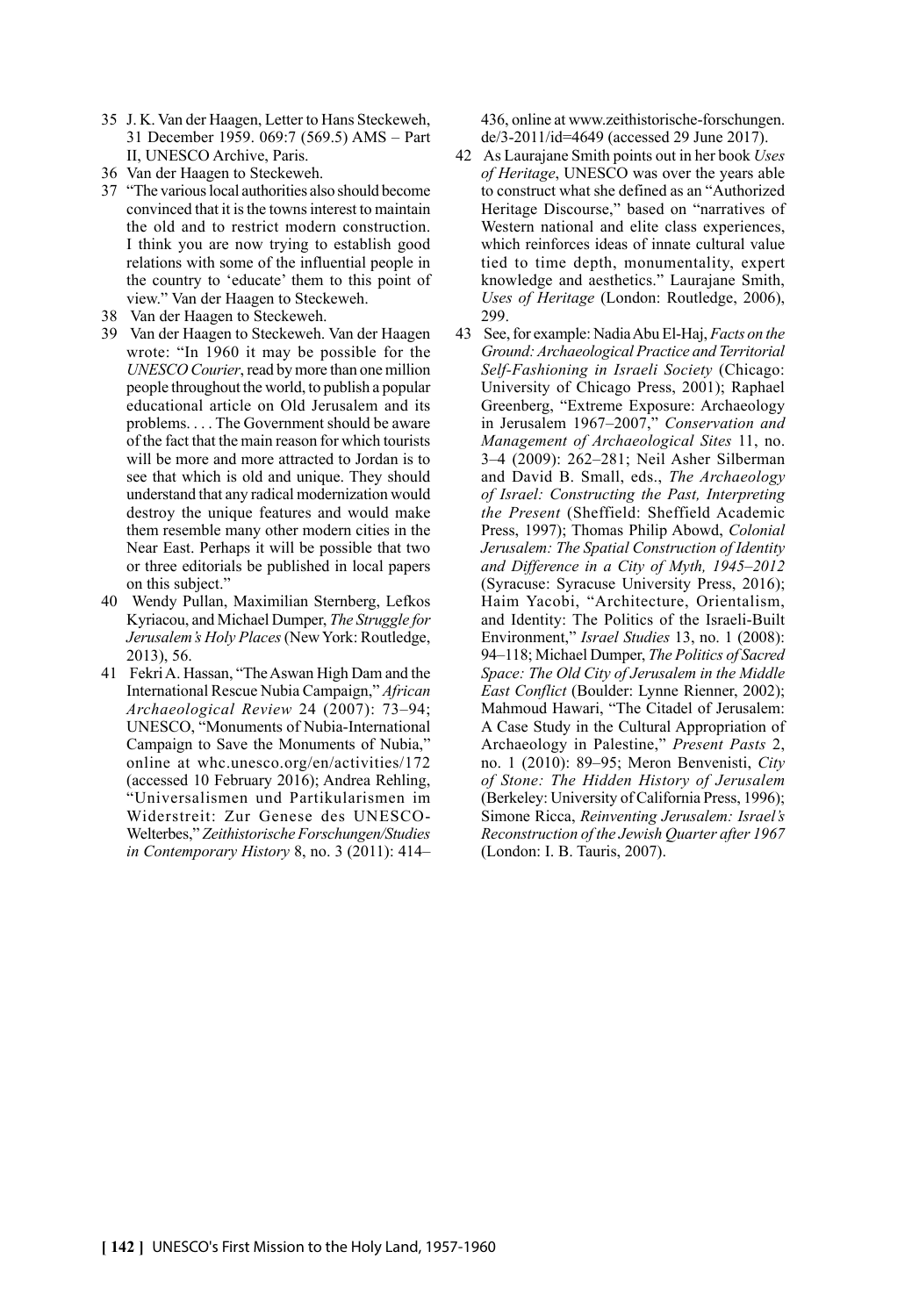35 J. K. Van der Haagen, Letter to Hans Steckeweh, 31 December 1959. 069:7 (569.5) AMS – Part II, UNESCO Archive, Paris.

36 Van der Haagen to Steckeweh.

37 "The various local authorities also should become convinced that it is the towns interest to maintain the old and to restrict modern construction. I think you are now trying to establish good relations with some of the influential people in the country to 'educate' them to this point of view." Van der Haagen to Steckeweh.

38 Van der Haagen to Steckeweh.

39 Van der Haagen to Steckeweh. Van der Haagen wrote: "In 1960 it may be possible for the *UNESCO Courier*, read by more than one million people throughout the world, to publish a popular educational article on Old Jerusalem and its problems. . . . The Government should be aware of the fact that the main reason for which tourists will be more and more attracted to Jordan is to see that which is old and unique. They should understand that any radical modernization would destroy the unique features and would make them resemble many other modern cities in the Near East. Perhaps it will be possible that two or three editorials be published in local papers on this subject."

40 Wendy Pullan, Maximilian Sternberg, Lefkos Kyriacou, and Michael Dumper, *The Struggle for Jerusalem's Holy Places* (New York: Routledge, 2013), 56.

41 Fekri A. Hassan, "The Aswan High Dam and the International Rescue Nubia Campaign," *African Archaeological Review* 24 (2007): 73–94; UNESCO, "Monuments of Nubia-International Campaign to Save the Monuments of Nubia," online at whc.unesco.org/en/activities/172 (accessed 10 February 2016); Andrea Rehling, "Universalismen und Partikularismen im Widerstreit: Zur Genese des UNESCO-Welterbes," *Zeithistorische Forschungen/Studies in Contemporary History* 8, no. 3 (2011): 414–436, online at www.zeithistorische-forschungen.de/3-2011/id=4649 (accessed 29 June 2017).

42 As Laurajane Smith points out in her book *Uses of Heritage*, UNESCO was over the years able to construct what she defined as an "Authorized Heritage Discourse," based on "narratives of Western national and elite class experiences, which reinforces ideas of innate cultural value tied to time depth, monumentality, expert knowledge and aesthetics." Laurajane Smith, *Uses of Heritage* (London: Routledge, 2006), 299.

43 See, for example: Nadia Abu El-Haj, *Facts on the Ground: Archaeological Practice and Territorial Self-Fashioning in Israeli Society* (Chicago: University of Chicago Press, 2001); Raphael Greenberg, "Extreme Exposure: Archaeology in Jerusalem 1967–2007," *Conservation and Management of Archaeological Sites* 11, no. 3–4 (2009): 262–281; Neil Asher Silberman and David B. Small, eds., *The Archaeology of Israel: Constructing the Past, Interpreting the Present* (Sheffield: Sheffield Academic Press, 1997); Thomas Philip Abowd, *Colonial Jerusalem: The Spatial Construction of Identity and Difference in a City of Myth, 1945–2012* (Syracuse: Syracuse University Press, 2016); Haim Yacobi, "Architecture, Orientalism, and Identity: The Politics of the Israeli-Built Environment," *Israel Studies* 13, no. 1 (2008): 94–118; Michael Dumper, *The Politics of Sacred Space: The Old City of Jerusalem in the Middle East Conflict* (Boulder: Lynne Rienner, 2002); Mahmoud Hawari, "The Citadel of Jerusalem: A Case Study in the Cultural Appropriation of Archaeology in Palestine," *Present Pasts* 2, no. 1 (2010): 89–95; Meron Benvenisti, *City of Stone: The Hidden History of Jerusalem* (Berkeley: University of California Press, 1996); Simone Ricca, *Reinventing Jerusalem: Israel's Reconstruction of the Jewish Quarter after 1967* (London: I. B. Tauris, 2007).